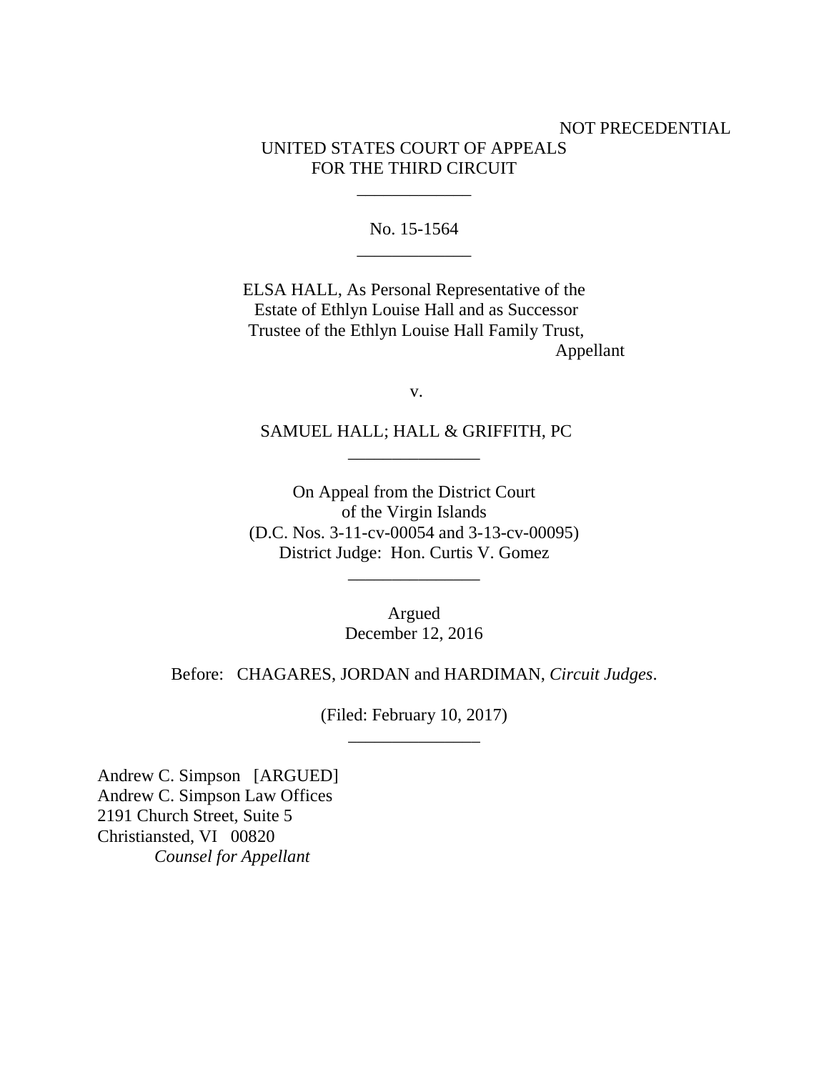NOT PRECEDENTIAL

UNITED STATES COURT OF APPEALS
FOR THE THIRD CIRCUIT

\_\_\_\_\_\_\_\_\_\_\_\_\_

No. 15-1564

\_\_\_\_\_\_\_\_\_\_\_\_\_

ELSA HALL, As Personal Representative of the Estate of Ethlyn Louise Hall and as Successor Trustee of the Ethlyn Louise Hall Family Trust,
Appellant

v.

SAMUEL HALL; HALL & GRIFFITH, PC

\_\_\_\_\_\_\_\_\_\_\_\_\_\_\_

On Appeal from the District Court
of the Virgin Islands
(D.C. Nos. 3-11-cv-00054 and 3-13-cv-00095)
District Judge: Hon. Curtis V. Gomez

\_\_\_\_\_\_\_\_\_\_\_\_\_\_\_

Argued
December 12, 2016

Before: CHAGARES, JORDAN and HARDIMAN, *Circuit Judges*.

(Filed: February 10, 2017)

\_\_\_\_\_\_\_\_\_\_\_\_\_\_\_

Andrew C. Simpson [ARGUED]
Andrew C. Simpson Law Offices
2191 Church Street, Suite 5
Christiansted, VI 00820
*Counsel for Appellant*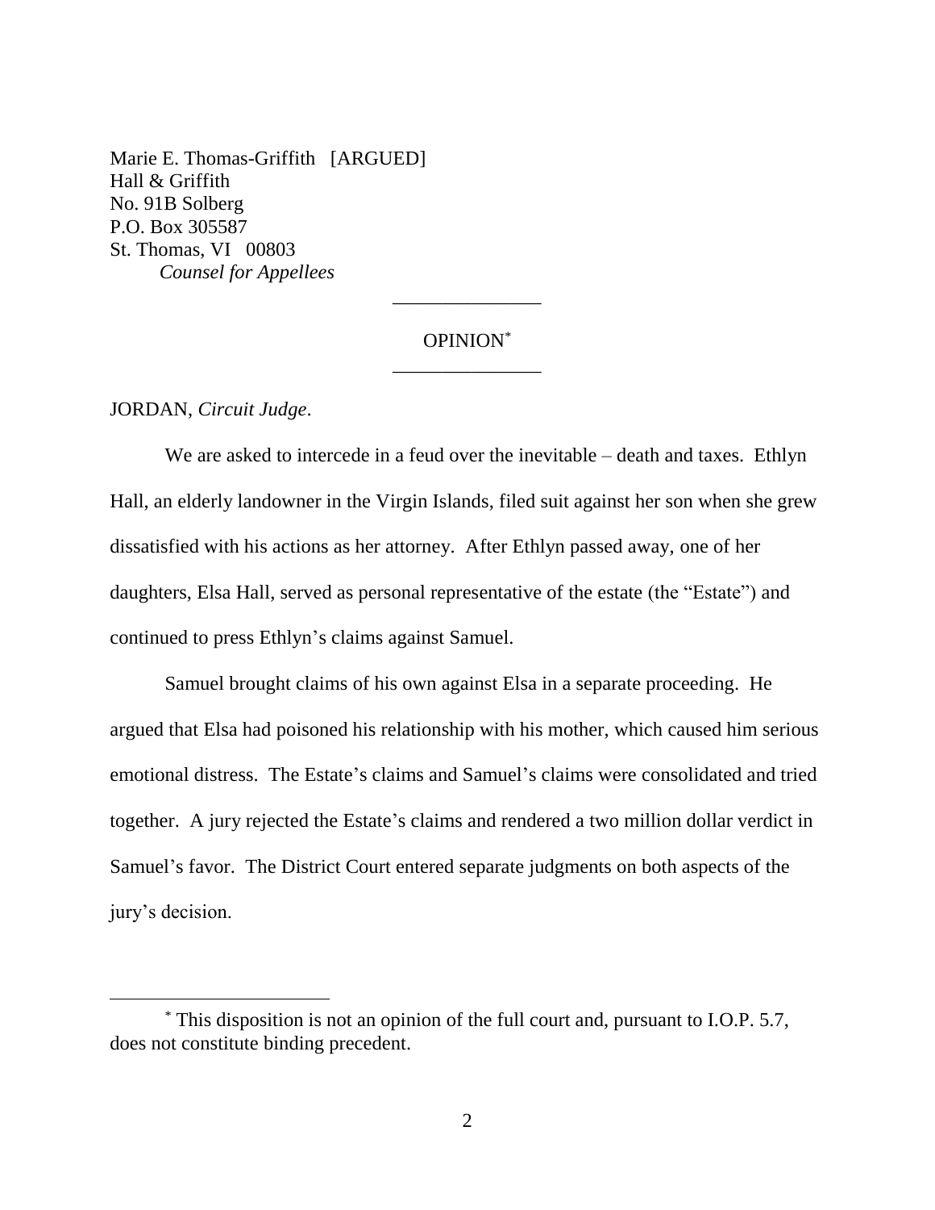Marie E. Thomas-Griffith [ARGUED]
Hall & Griffith
No. 91B Solberg
P.O. Box 305587
St. Thomas, VI 00803
*Counsel for Appellees*

---

OPINION[*]

---

JORDAN, *Circuit Judge*.

We are asked to intercede in a feud over the inevitable – death and taxes. Ethlyn Hall, an elderly landowner in the Virgin Islands, filed suit against her son when she grew dissatisfied with his actions as her attorney. After Ethlyn passed away, one of her daughters, Elsa Hall, served as personal representative of the estate (the "Estate") and continued to press Ethlyn's claims against Samuel.

Samuel brought claims of his own against Elsa in a separate proceeding. He argued that Elsa had poisoned his relationship with his mother, which caused him serious emotional distress. The Estate's claims and Samuel's claims were consolidated and tried together. A jury rejected the Estate's claims and rendered a two million dollar verdict in Samuel's favor. The District Court entered separate judgments on both aspects of the jury's decision.

[*] This disposition is not an opinion of the full court and, pursuant to I.O.P. 5.7, does not constitute binding precedent.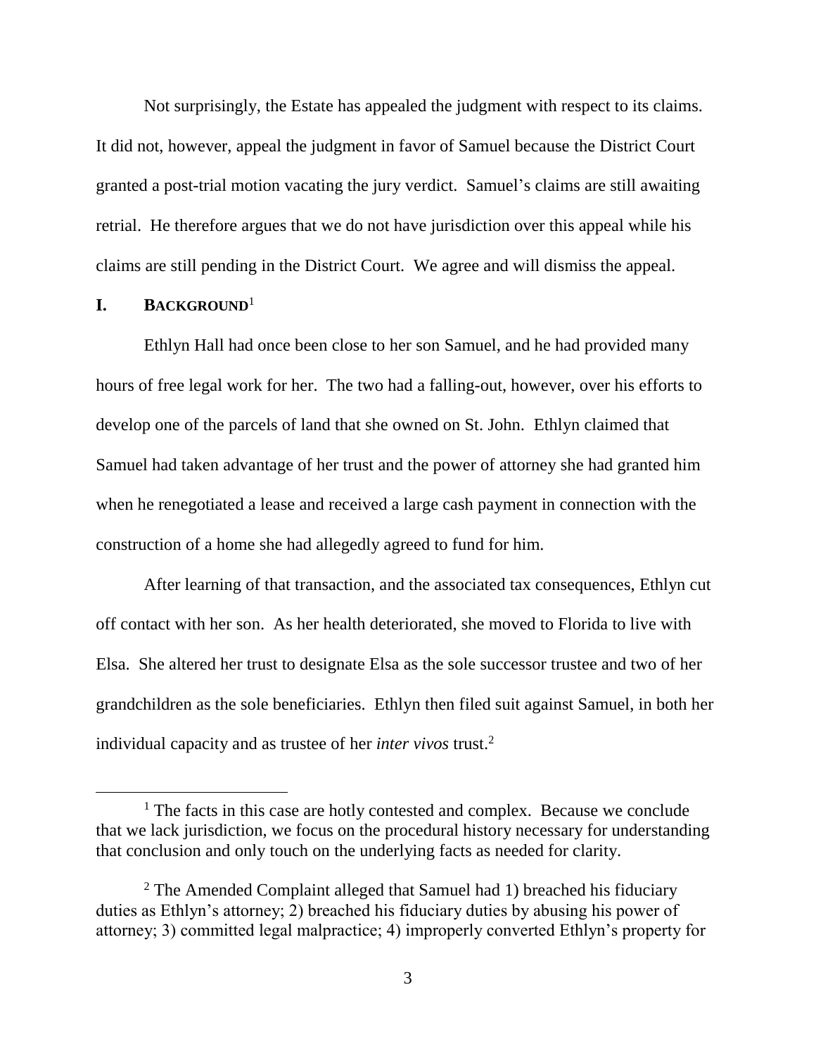Not surprisingly, the Estate has appealed the judgment with respect to its claims. It did not, however, appeal the judgment in favor of Samuel because the District Court granted a post-trial motion vacating the jury verdict. Samuel's claims are still awaiting retrial. He therefore argues that we do not have jurisdiction over this appeal while his claims are still pending in the District Court. We agree and will dismiss the appeal.

## I. BACKGROUND[1]

Ethlyn Hall had once been close to her son Samuel, and he had provided many hours of free legal work for her. The two had a falling-out, however, over his efforts to develop one of the parcels of land that she owned on St. John. Ethlyn claimed that Samuel had taken advantage of her trust and the power of attorney she had granted him when he renegotiated a lease and received a large cash payment in connection with the construction of a home she had allegedly agreed to fund for him.

After learning of that transaction, and the associated tax consequences, Ethlyn cut off contact with her son. As her health deteriorated, she moved to Florida to live with Elsa. She altered her trust to designate Elsa as the sole successor trustee and two of her grandchildren as the sole beneficiaries. Ethlyn then filed suit against Samuel, in both her individual capacity and as trustee of her *inter vivos* trust.[2]

---

[1] The facts in this case are hotly contested and complex. Because we conclude that we lack jurisdiction, we focus on the procedural history necessary for understanding that conclusion and only touch on the underlying facts as needed for clarity.

[2] The Amended Complaint alleged that Samuel had 1) breached his fiduciary duties as Ethlyn's attorney; 2) breached his fiduciary duties by abusing his power of attorney; 3) committed legal malpractice; 4) improperly converted Ethlyn's property for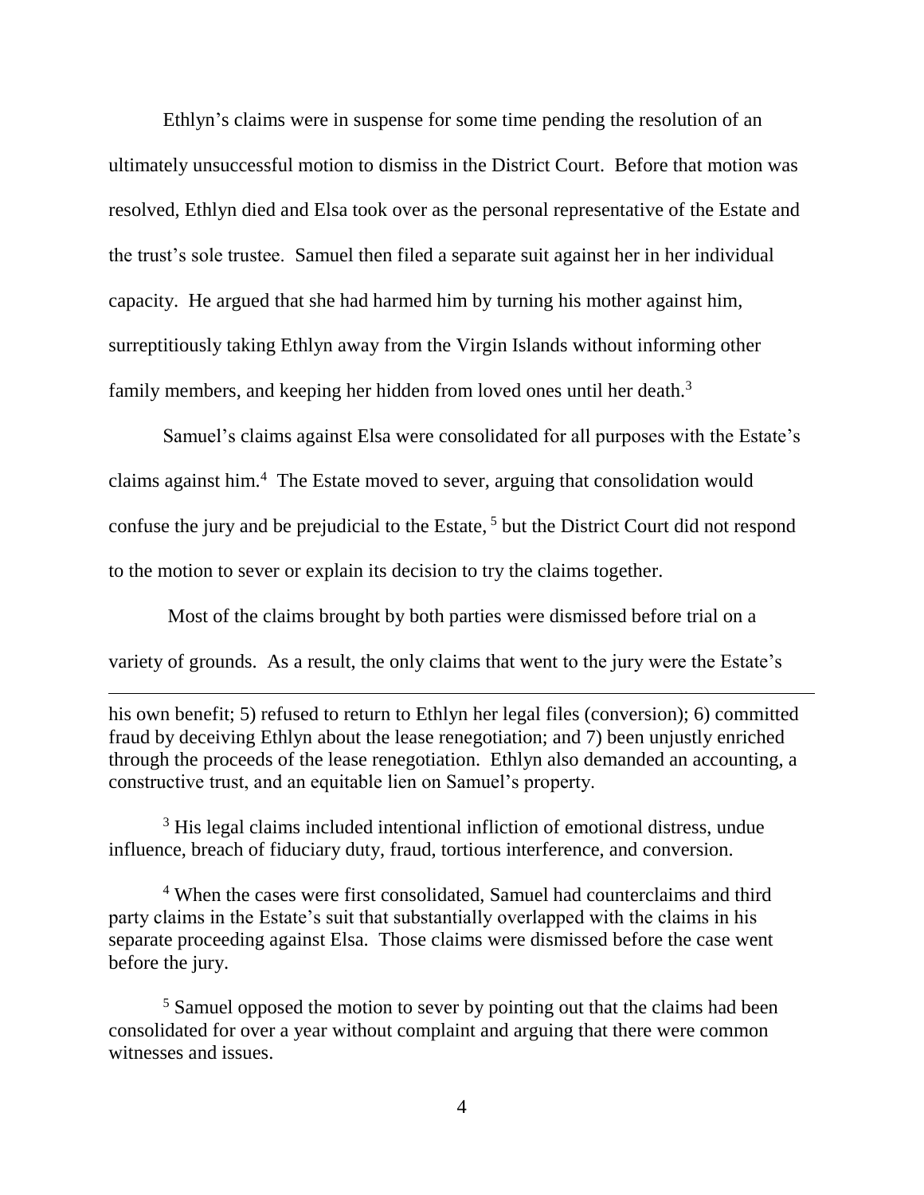Ethlyn's claims were in suspense for some time pending the resolution of an ultimately unsuccessful motion to dismiss in the District Court. Before that motion was resolved, Ethlyn died and Elsa took over as the personal representative of the Estate and the trust's sole trustee. Samuel then filed a separate suit against her in her individual capacity. He argued that she had harmed him by turning his mother against him, surreptitiously taking Ethlyn away from the Virgin Islands without informing other family members, and keeping her hidden from loved ones until her death.[3]

Samuel's claims against Elsa were consolidated for all purposes with the Estate's claims against him.[4] The Estate moved to sever, arguing that consolidation would confuse the jury and be prejudicial to the Estate,[5] but the District Court did not respond to the motion to sever or explain its decision to try the claims together.

Most of the claims brought by both parties were dismissed before trial on a variety of grounds. As a result, the only claims that went to the jury were the Estate's

---

his own benefit; 5) refused to return to Ethlyn her legal files (conversion); 6) committed fraud by deceiving Ethlyn about the lease renegotiation; and 7) been unjustly enriched through the proceeds of the lease renegotiation. Ethlyn also demanded an accounting, a constructive trust, and an equitable lien on Samuel's property.

[3] His legal claims included intentional infliction of emotional distress, undue influence, breach of fiduciary duty, fraud, tortious interference, and conversion.

[4] When the cases were first consolidated, Samuel had counterclaims and third party claims in the Estate's suit that substantially overlapped with the claims in his separate proceeding against Elsa. Those claims were dismissed before the case went before the jury.

[5] Samuel opposed the motion to sever by pointing out that the claims had been consolidated for over a year without complaint and arguing that there were common witnesses and issues.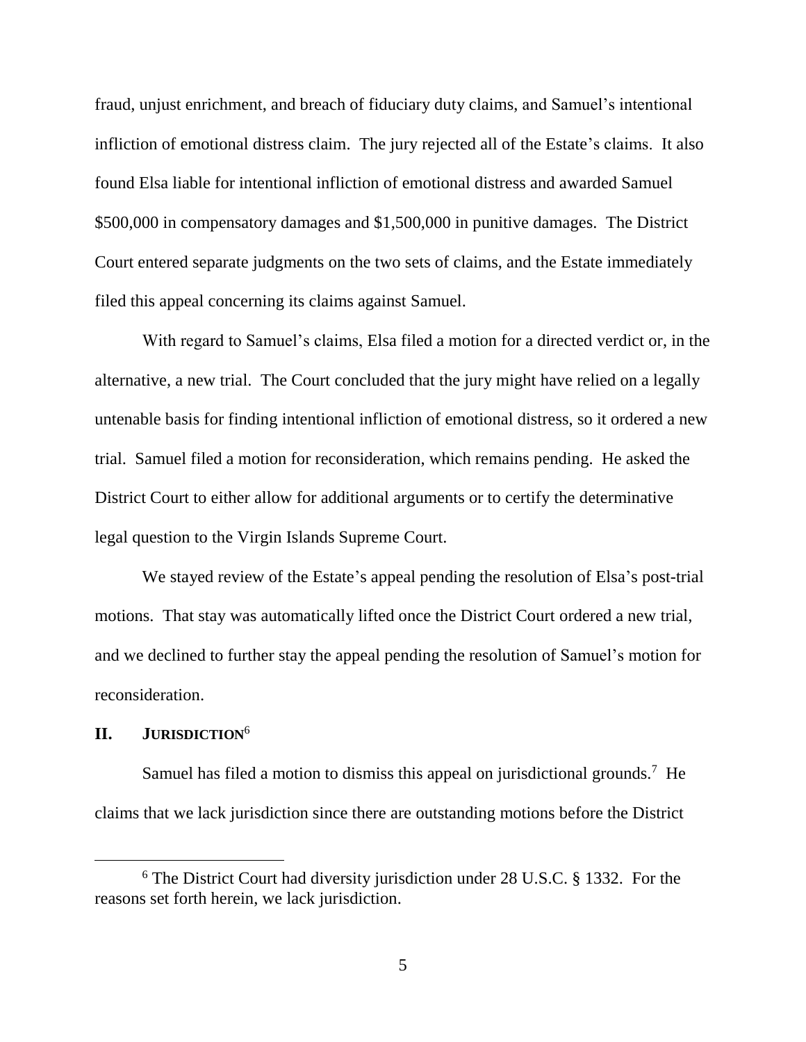fraud, unjust enrichment, and breach of fiduciary duty claims, and Samuel's intentional infliction of emotional distress claim. The jury rejected all of the Estate's claims. It also found Elsa liable for intentional infliction of emotional distress and awarded Samuel $500,000 in compensatory damages and $1,500,000 in punitive damages. The District Court entered separate judgments on the two sets of claims, and the Estate immediately filed this appeal concerning its claims against Samuel.

With regard to Samuel's claims, Elsa filed a motion for a directed verdict or, in the alternative, a new trial. The Court concluded that the jury might have relied on a legally untenable basis for finding intentional infliction of emotional distress, so it ordered a new trial. Samuel filed a motion for reconsideration, which remains pending. He asked the District Court to either allow for additional arguments or to certify the determinative legal question to the Virgin Islands Supreme Court.

We stayed review of the Estate's appeal pending the resolution of Elsa's post-trial motions. That stay was automatically lifted once the District Court ordered a new trial, and we declined to further stay the appeal pending the resolution of Samuel's motion for reconsideration.

## II. JURISDICTION[6]

Samuel has filed a motion to dismiss this appeal on jurisdictional grounds.[7] He claims that we lack jurisdiction since there are outstanding motions before the District

[6] The District Court had diversity jurisdiction under 28 U.S.C. § 1332. For the reasons set forth herein, we lack jurisdiction.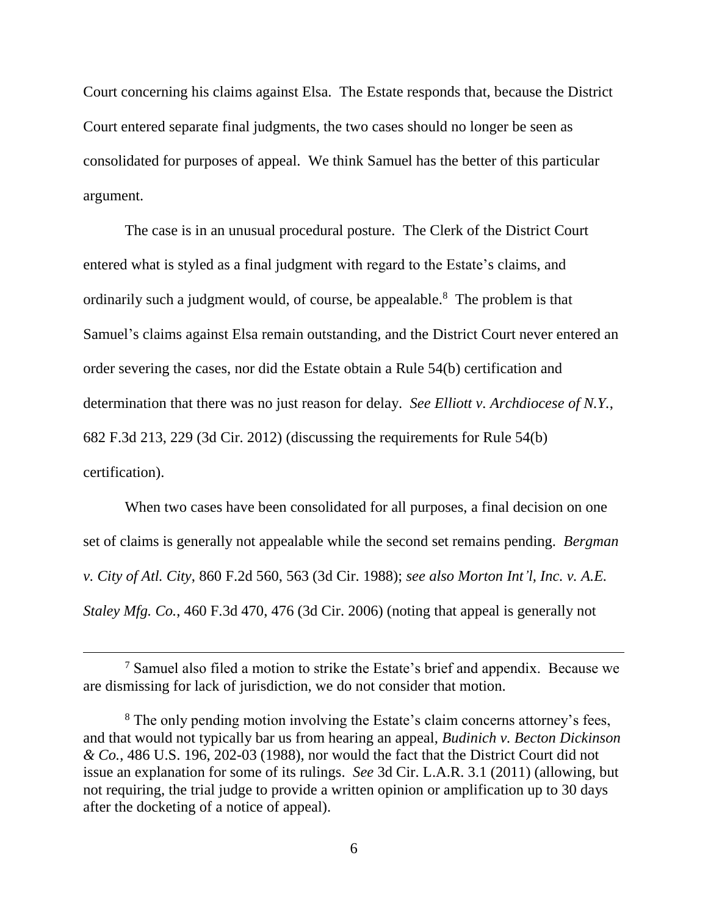Court concerning his claims against Elsa. The Estate responds that, because the District Court entered separate final judgments, the two cases should no longer be seen as consolidated for purposes of appeal. We think Samuel has the better of this particular argument.

The case is in an unusual procedural posture. The Clerk of the District Court entered what is styled as a final judgment with regard to the Estate's claims, and ordinarily such a judgment would, of course, be appealable.[8] The problem is that Samuel's claims against Elsa remain outstanding, and the District Court never entered an order severing the cases, nor did the Estate obtain a Rule 54(b) certification and determination that there was no just reason for delay. *See Elliott v. Archdiocese of N.Y.*, 682 F.3d 213, 229 (3d Cir. 2012) (discussing the requirements for Rule 54(b) certification).

When two cases have been consolidated for all purposes, a final decision on one set of claims is generally not appealable while the second set remains pending. *Bergman v. City of Atl. City*, 860 F.2d 560, 563 (3d Cir. 1988); *see also Morton Int'l, Inc. v. A.E. Staley Mfg. Co.*, 460 F.3d 470, 476 (3d Cir. 2006) (noting that appeal is generally not

---

[7] Samuel also filed a motion to strike the Estate's brief and appendix. Because we are dismissing for lack of jurisdiction, we do not consider that motion.

[8] The only pending motion involving the Estate's claim concerns attorney's fees, and that would not typically bar us from hearing an appeal, *Budinich v. Becton Dickinson & Co.*, 486 U.S. 196, 202-03 (1988), nor would the fact that the District Court did not issue an explanation for some of its rulings. *See* 3d Cir. L.A.R. 3.1 (2011) (allowing, but not requiring, the trial judge to provide a written opinion or amplification up to 30 days after the docketing of a notice of appeal).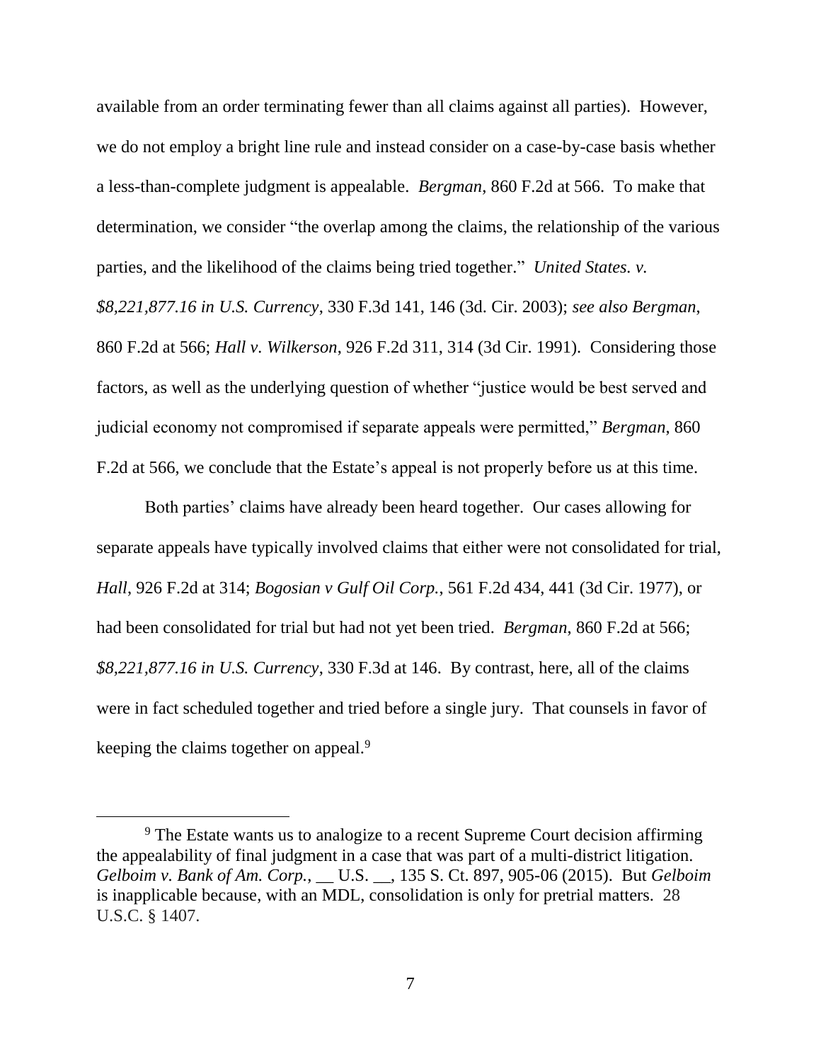available from an order terminating fewer than all claims against all parties). However, we do not employ a bright line rule and instead consider on a case-by-case basis whether a less-than-complete judgment is appealable. *Bergman*, 860 F.2d at 566. To make that determination, we consider "the overlap among the claims, the relationship of the various parties, and the likelihood of the claims being tried together." *United States. v. $8,221,877.16 in U.S. Currency*, 330 F.3d 141, 146 (3d. Cir. 2003); *see also Bergman*, 860 F.2d at 566; *Hall v. Wilkerson*, 926 F.2d 311, 314 (3d Cir. 1991). Considering those factors, as well as the underlying question of whether "justice would be best served and judicial economy not compromised if separate appeals were permitted," *Bergman*, 860 F.2d at 566, we conclude that the Estate's appeal is not properly before us at this time.

Both parties' claims have already been heard together. Our cases allowing for separate appeals have typically involved claims that either were not consolidated for trial, *Hall*, 926 F.2d at 314; *Bogosian v Gulf Oil Corp.*, 561 F.2d 434, 441 (3d Cir. 1977), or had been consolidated for trial but had not yet been tried. *Bergman*, 860 F.2d at 566; *$8,221,877.16 in U.S. Currency*, 330 F.3d at 146. By contrast, here, all of the claims were in fact scheduled together and tried before a single jury. That counsels in favor of keeping the claims together on appeal.[9]

[9] The Estate wants us to analogize to a recent Supreme Court decision affirming the appealability of final judgment in a case that was part of a multi-district litigation. *Gelboim v. Bank of Am. Corp.*, __ U.S. __, 135 S. Ct. 897, 905-06 (2015). But *Gelboim* is inapplicable because, with an MDL, consolidation is only for pretrial matters. 28 U.S.C. § 1407.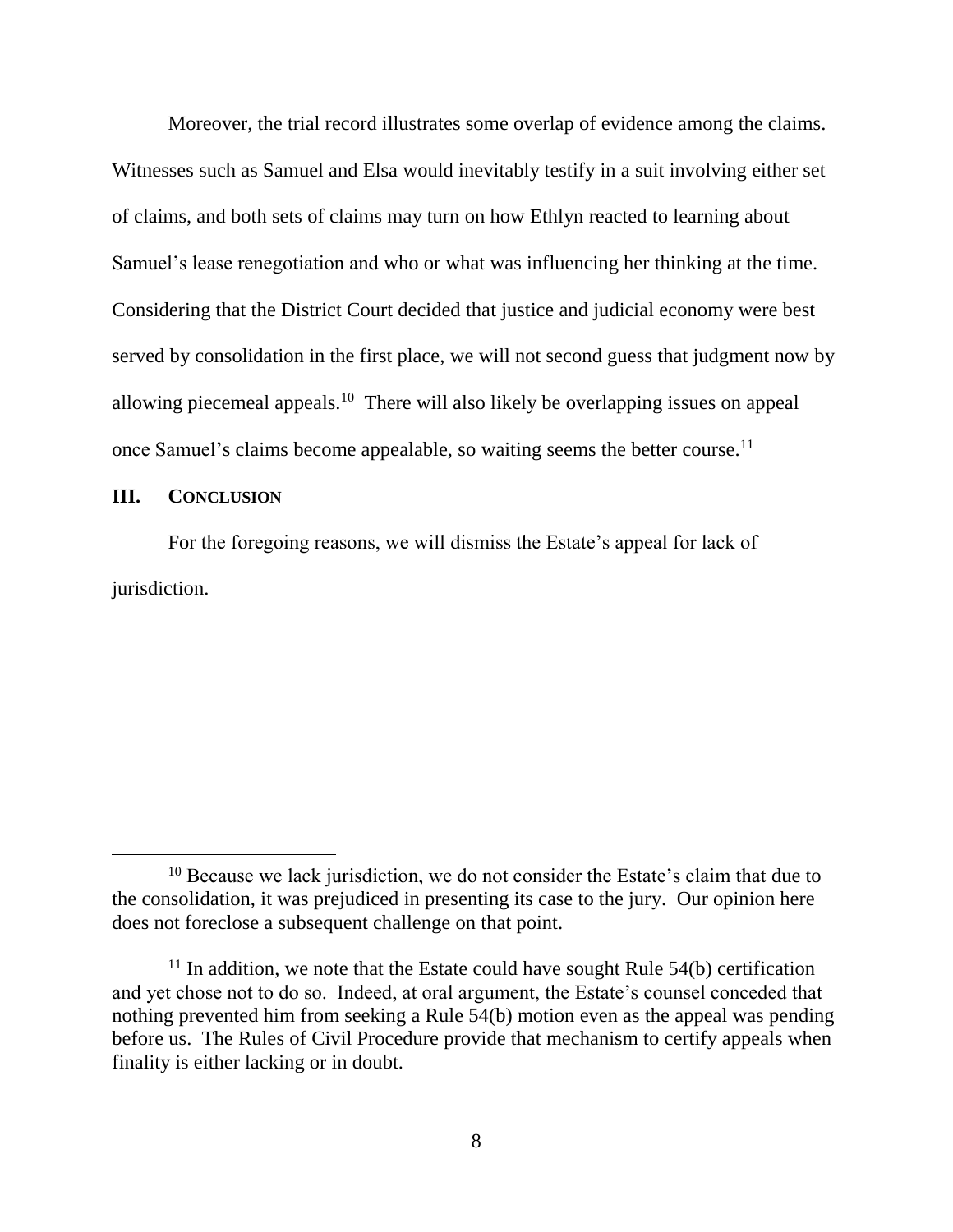Moreover, the trial record illustrates some overlap of evidence among the claims. Witnesses such as Samuel and Elsa would inevitably testify in a suit involving either set of claims, and both sets of claims may turn on how Ethlyn reacted to learning about Samuel's lease renegotiation and who or what was influencing her thinking at the time. Considering that the District Court decided that justice and judicial economy were best served by consolidation in the first place, we will not second guess that judgment now by allowing piecemeal appeals.[10] There will also likely be overlapping issues on appeal once Samuel's claims become appealable, so waiting seems the better course.[11]

## III. Conclusion

For the foregoing reasons, we will dismiss the Estate's appeal for lack of jurisdiction.

---

[10] Because we lack jurisdiction, we do not consider the Estate's claim that due to the consolidation, it was prejudiced in presenting its case to the jury. Our opinion here does not foreclose a subsequent challenge on that point.

[11] In addition, we note that the Estate could have sought Rule 54(b) certification and yet chose not to do so. Indeed, at oral argument, the Estate's counsel conceded that nothing prevented him from seeking a Rule 54(b) motion even as the appeal was pending before us. The Rules of Civil Procedure provide that mechanism to certify appeals when finality is either lacking or in doubt.